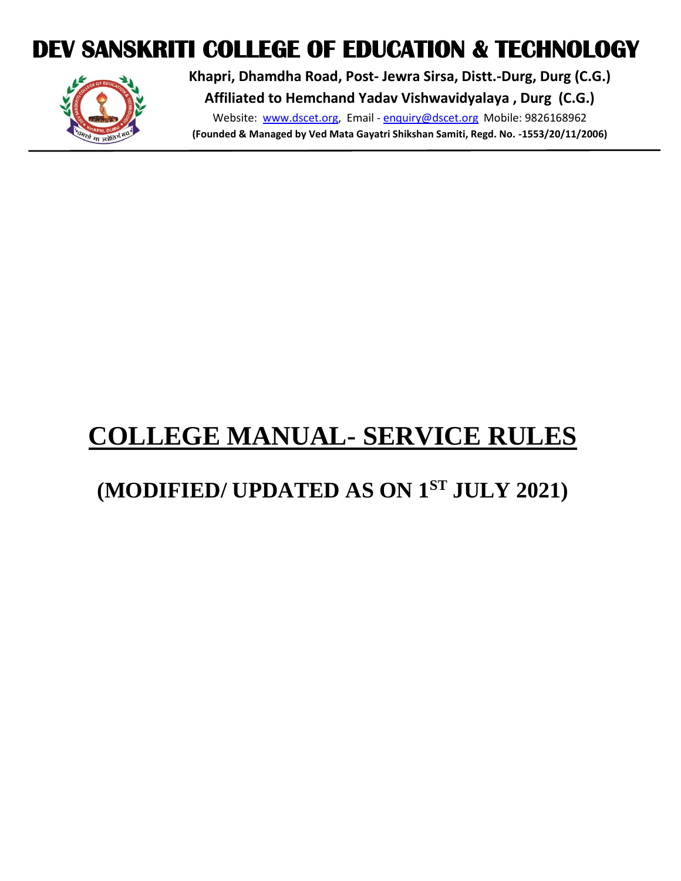# DEV SANSKRITI COLLEGE OF EDUCATION & TECHNOLOGY

**Khapri, Dhamdha Road, Post- Jewra Sirsa, Distt.-Durg, Durg (C.G.)**

**Affiliated to Hemchand Yadav Vishwavidyalaya , Durg (C.G.)**

Website: www.dscet.org, Email - enquiry@dscet.org Mobile: 9826168962

**(Founded & Managed by Ved Mata Gayatri Shikshan Samiti, Regd. No. -1553/20/11/2006)**

# COLLEGE MANUAL- SERVICE RULES

## (MODIFIED/ UPDATED AS ON 1ST JULY 2021)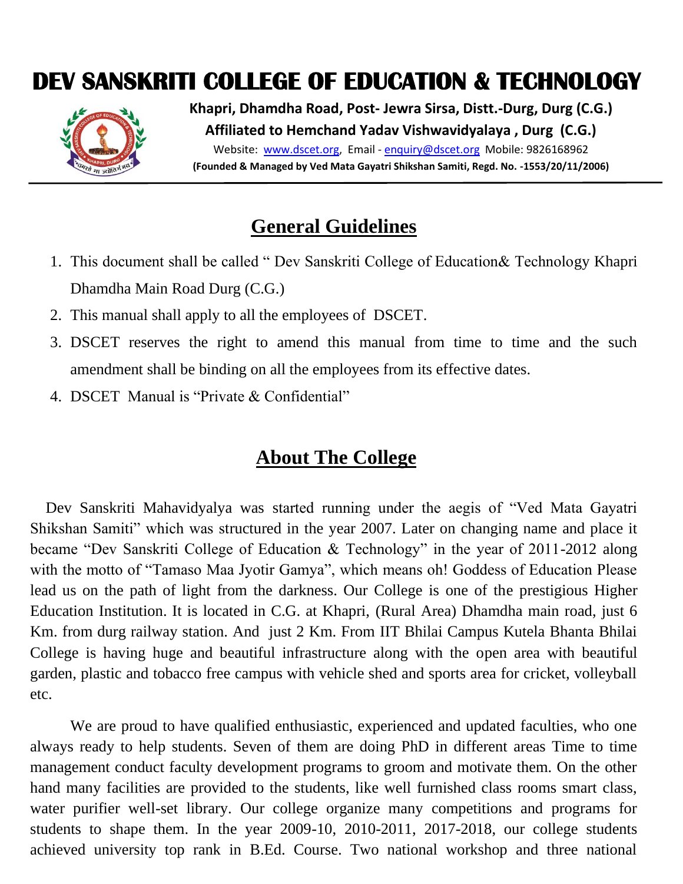# DEV SANSKRITI COLLEGE OF EDUCATION & TECHNOLOGY

**Khapri, Dhamdha Road, Post- Jewra Sirsa, Distt.-Durg, Durg (C.G.)**

**Affiliated to Hemchand Yadav Vishwavidyalaya , Durg (C.G.)**

Website: www.dscet.org, Email - enquiry@dscet.org Mobile: 9826168962

**(Founded & Managed by Ved Mata Gayatri Shikshan Samiti, Regd. No. -1553/20/11/2006)**

## General Guidelines

1. This document shall be called " Dev Sanskriti College of Education& Technology Khapri Dhamdha Main Road Durg (C.G.)
2. This manual shall apply to all the employees of DSCET.
3. DSCET reserves the right to amend this manual from time to time and the such amendment shall be binding on all the employees from its effective dates.
4. DSCET Manual is "Private & Confidential"

## About The College

Dev Sanskriti Mahavidyalya was started running under the aegis of "Ved Mata Gayatri Shikshan Samiti" which was structured in the year 2007. Later on changing name and place it became "Dev Sanskriti College of Education & Technology" in the year of 2011-2012 along with the motto of "Tamaso Maa Jyotir Gamya", which means oh! Goddess of Education Please lead us on the path of light from the darkness. Our College is one of the prestigious Higher Education Institution. It is located in C.G. at Khapri, (Rural Area) Dhamdha main road, just 6 Km. from durg railway station. And just 2 Km. From IIT Bhilai Campus Kutela Bhanta Bhilai College is having huge and beautiful infrastructure along with the open area with beautiful garden, plastic and tobacco free campus with vehicle shed and sports area for cricket, volleyball etc.

We are proud to have qualified enthusiastic, experienced and updated faculties, who one always ready to help students. Seven of them are doing PhD in different areas Time to time management conduct faculty development programs to groom and motivate them. On the other hand many facilities are provided to the students, like well furnished class rooms smart class, water purifier well-set library. Our college organize many competitions and programs for students to shape them. In the year 2009-10, 2010-2011, 2017-2018, our college students achieved university top rank in B.Ed. Course. Two national workshop and three national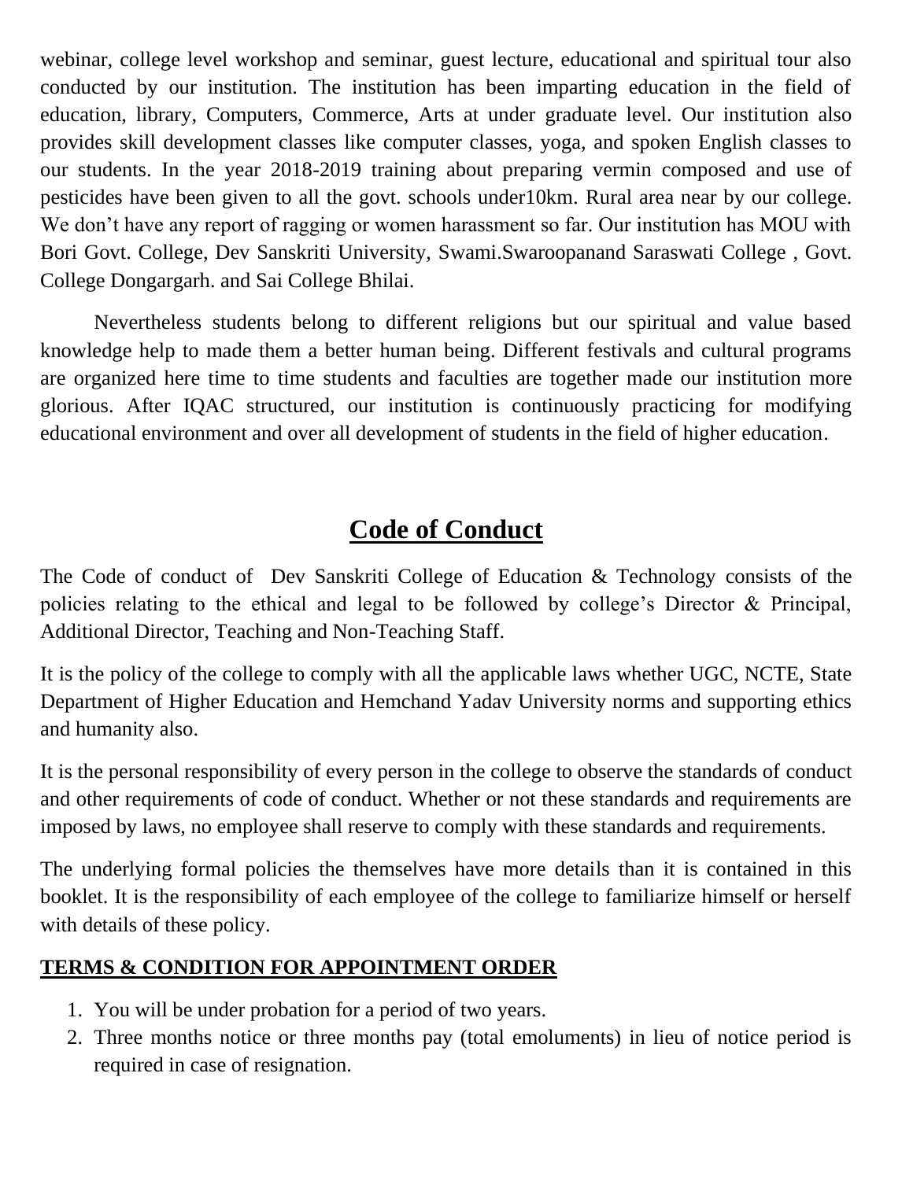webinar, college level workshop and seminar, guest lecture, educational and spiritual tour also conducted by our institution. The institution has been imparting education in the field of education, library, Computers, Commerce, Arts at under graduate level. Our institution also provides skill development classes like computer classes, yoga, and spoken English classes to our students. In the year 2018-2019 training about preparing vermin composed and use of pesticides have been given to all the govt. schools under10km. Rural area near by our college. We don't have any report of ragging or women harassment so far. Our institution has MOU with Bori Govt. College, Dev Sanskriti University, Swami.Swaroopanand Saraswati College , Govt. College Dongargarh. and Sai College Bhilai.

Nevertheless students belong to different religions but our spiritual and value based knowledge help to made them a better human being. Different festivals and cultural programs are organized here time to time students and faculties are together made our institution more glorious. After IQAC structured, our institution is continuously practicing for modifying educational environment and over all development of students in the field of higher education.

# Code of Conduct

The Code of conduct of Dev Sanskriti College of Education & Technology consists of the policies relating to the ethical and legal to be followed by college's Director & Principal, Additional Director, Teaching and Non-Teaching Staff.

It is the policy of the college to comply with all the applicable laws whether UGC, NCTE, State Department of Higher Education and Hemchand Yadav University norms and supporting ethics and humanity also.

It is the personal responsibility of every person in the college to observe the standards of conduct and other requirements of code of conduct. Whether or not these standards and requirements are imposed by laws, no employee shall reserve to comply with these standards and requirements.

The underlying formal policies the themselves have more details than it is contained in this booklet. It is the responsibility of each employee of the college to familiarize himself or herself with details of these policy.

## TERMS & CONDITION FOR APPOINTMENT ORDER

1. You will be under probation for a period of two years.
2. Three months notice or three months pay (total emoluments) in lieu of notice period is required in case of resignation.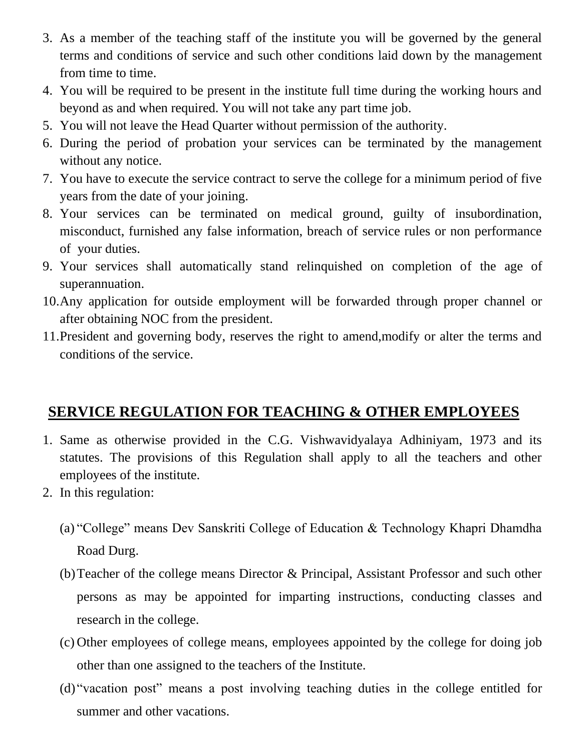3. As a member of the teaching staff of the institute you will be governed by the general terms and conditions of service and such other conditions laid down by the management from time to time.
4. You will be required to be present in the institute full time during the working hours and beyond as and when required. You will not take any part time job.
5. You will not leave the Head Quarter without permission of the authority.
6. During the period of probation your services can be terminated by the management without any notice.
7. You have to execute the service contract to serve the college for a minimum period of five years from the date of your joining.
8. Your services can be terminated on medical ground, guilty of insubordination, misconduct, furnished any false information, breach of service rules or non performance of your duties.
9. Your services shall automatically stand relinquished on completion of the age of superannuation.
10. Any application for outside employment will be forwarded through proper channel or after obtaining NOC from the president.
11. President and governing body, reserves the right to amend,modify or alter the terms and conditions of the service.

## SERVICE REGULATION FOR TEACHING & OTHER EMPLOYEES

1. Same as otherwise provided in the C.G. Vishwavidyalaya Adhiniyam, 1973 and its statutes. The provisions of this Regulation shall apply to all the teachers and other employees of the institute.
2. In this regulation:

   (a) "College" means Dev Sanskriti College of Education & Technology Khapri Dhamdha Road Durg.

   (b) Teacher of the college means Director & Principal, Assistant Professor and such other persons as may be appointed for imparting instructions, conducting classes and research in the college.

   (c) Other employees of college means, employees appointed by the college for doing job other than one assigned to the teachers of the Institute.

   (d) "vacation post" means a post involving teaching duties in the college entitled for summer and other vacations.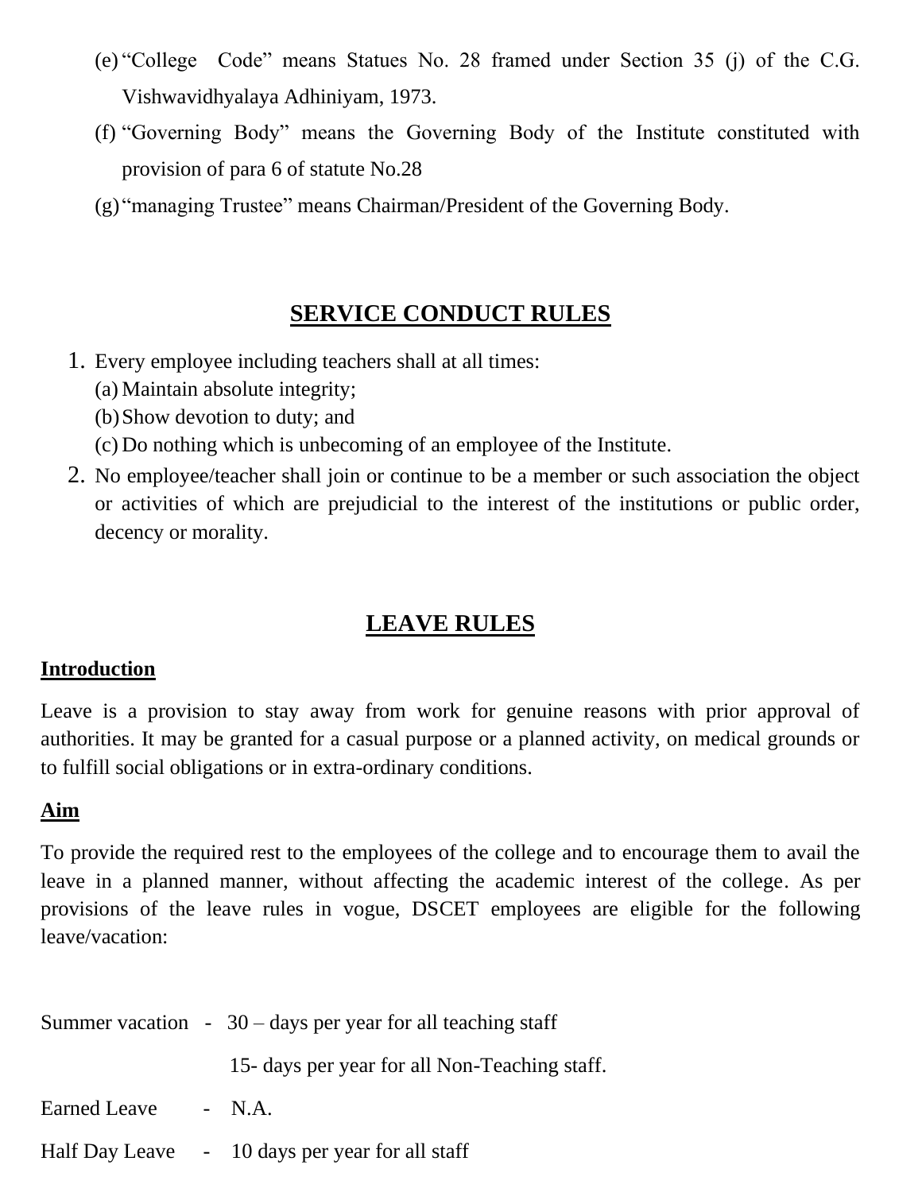(e) "College Code" means Statues No. 28 framed under Section 35 (j) of the C.G. Vishwavidhyalaya Adhiniyam, 1973.

(f) "Governing Body" means the Governing Body of the Institute constituted with provision of para 6 of statute No.28

(g) "managing Trustee" means Chairman/President of the Governing Body.

## SERVICE CONDUCT RULES

1. Every employee including teachers shall at all times:
   (a) Maintain absolute integrity;
   (b) Show devotion to duty; and
   (c) Do nothing which is unbecoming of an employee of the Institute.
2. No employee/teacher shall join or continue to be a member or such association the object or activities of which are prejudicial to the interest of the institutions or public order, decency or morality.

## LEAVE RULES

**Introduction**

Leave is a provision to stay away from work for genuine reasons with prior approval of authorities. It may be granted for a casual purpose or a planned activity, on medical grounds or to fulfill social obligations or in extra-ordinary conditions.

**Aim**

To provide the required rest to the employees of the college and to encourage them to avail the leave in a planned manner, without affecting the academic interest of the college. As per provisions of the leave rules in vogue, DSCET employees are eligible for the following leave/vacation:

Summer vacation - 30 – days per year for all teaching staff

15- days per year for all Non-Teaching staff.

Earned Leave - N.A.

Half Day Leave - 10 days per year for all staff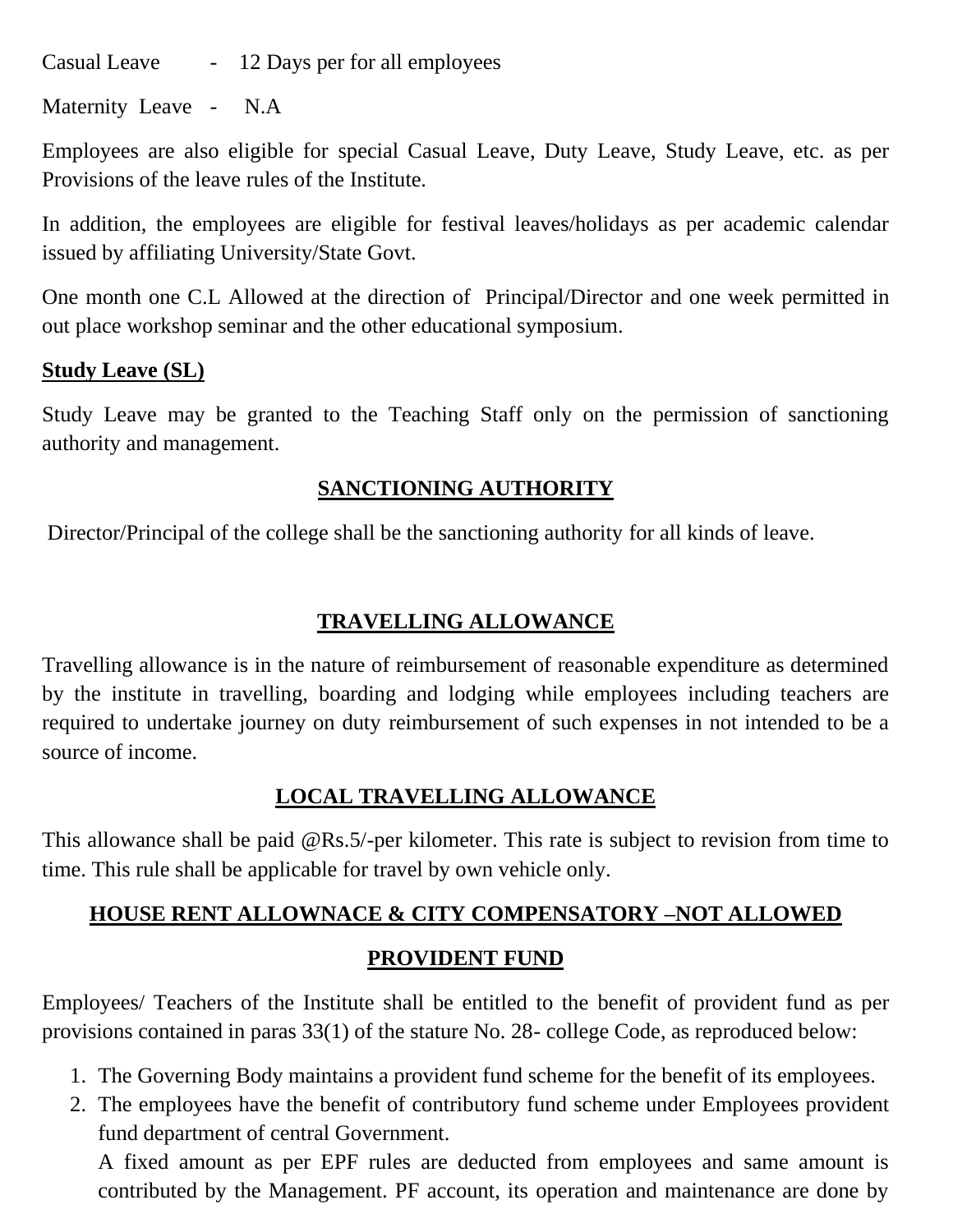Casual Leave - 12 Days per for all employees

Maternity Leave - N.A

Employees are also eligible for special Casual Leave, Duty Leave, Study Leave, etc. as per Provisions of the leave rules of the Institute.

In addition, the employees are eligible for festival leaves/holidays as per academic calendar issued by affiliating University/State Govt.

One month one C.L Allowed at the direction of Principal/Director and one week permitted in out place workshop seminar and the other educational symposium.

**Study Leave (SL)**

Study Leave may be granted to the Teaching Staff only on the permission of sanctioning authority and management.

## SANCTIONING AUTHORITY

Director/Principal of the college shall be the sanctioning authority for all kinds of leave.

## TRAVELLING ALLOWANCE

Travelling allowance is in the nature of reimbursement of reasonable expenditure as determined by the institute in travelling, boarding and lodging while employees including teachers are required to undertake journey on duty reimbursement of such expenses in not intended to be a source of income.

## LOCAL TRAVELLING ALLOWANCE

This allowance shall be paid @Rs.5/-per kilometer. This rate is subject to revision from time to time. This rule shall be applicable for travel by own vehicle only.

## HOUSE RENT ALLOWNACE & CITY COMPENSATORY –NOT ALLOWED

## PROVIDENT FUND

Employees/ Teachers of the Institute shall be entitled to the benefit of provident fund as per provisions contained in paras 33(1) of the stature No. 28- college Code, as reproduced below:

1. The Governing Body maintains a provident fund scheme for the benefit of its employees.
2. The employees have the benefit of contributory fund scheme under Employees provident fund department of central Government.

   A fixed amount as per EPF rules are deducted from employees and same amount is contributed by the Management. PF account, its operation and maintenance are done by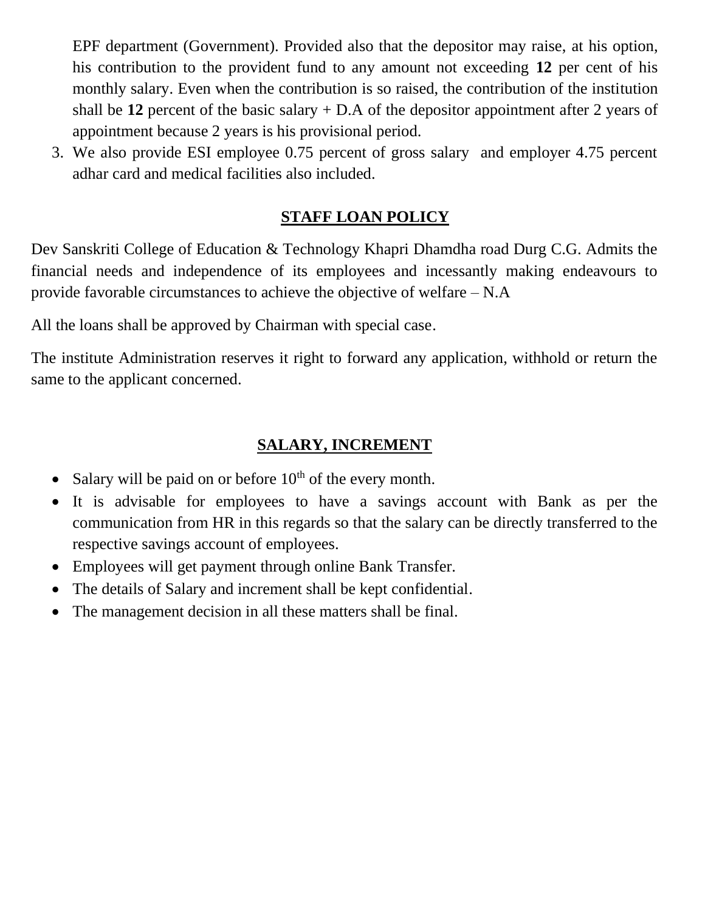EPF department (Government). Provided also that the depositor may raise, at his option, his contribution to the provident fund to any amount not exceeding **12** per cent of his monthly salary. Even when the contribution is so raised, the contribution of the institution shall be **12** percent of the basic salary + D.A of the depositor appointment after 2 years of appointment because 2 years is his provisional period.

3. We also provide ESI employee 0.75 percent of gross salary and employer 4.75 percent adhar card and medical facilities also included.

## STAFF LOAN POLICY

Dev Sanskriti College of Education & Technology Khapri Dhamdha road Durg C.G. Admits the financial needs and independence of its employees and incessantly making endeavours to provide favorable circumstances to achieve the objective of welfare – N.A

All the loans shall be approved by Chairman with special case.

The institute Administration reserves it right to forward any application, withhold or return the same to the applicant concerned.

## SALARY, INCREMENT

- Salary will be paid on or before 10th of the every month.
- It is advisable for employees to have a savings account with Bank as per the communication from HR in this regards so that the salary can be directly transferred to the respective savings account of employees.
- Employees will get payment through online Bank Transfer.
- The details of Salary and increment shall be kept confidential.
- The management decision in all these matters shall be final.